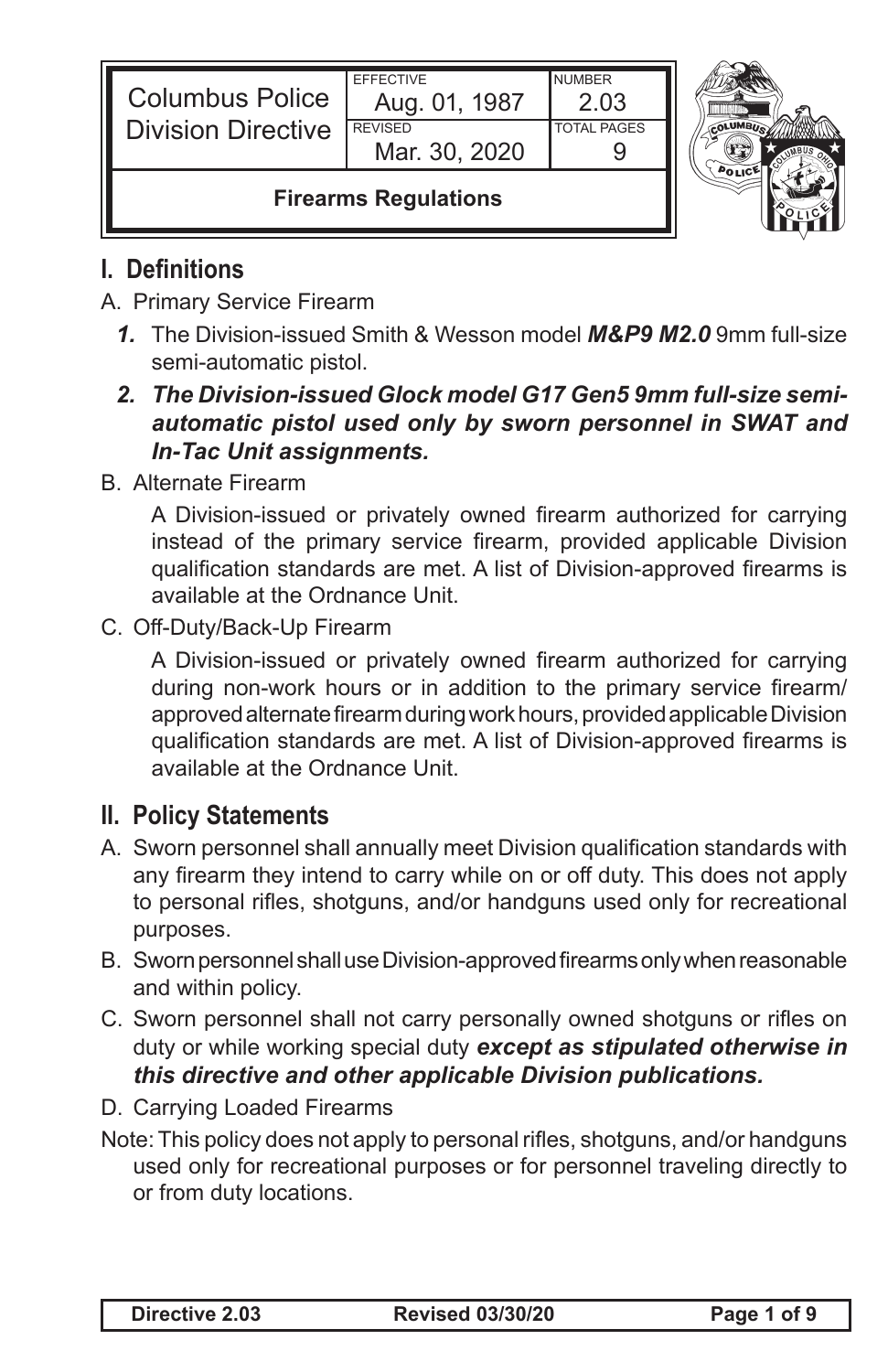| Columbus Police Division Directive | EFFECTIVE Aug. 01, 1987 | NUMBER 2.03 |
| --- | --- | --- |
| | REVISED Mar. 30, 2020 | TOTAL PAGES 9 |
| **Firearms Regulations** | | |

## I. Definitions

A. Primary Service Firearm

1. The Division-issued Smith & Wesson model ***M&P9 M2.0*** 9mm full-size semi-automatic pistol.

2. ***The Division-issued Glock model G17 Gen5 9mm full-size semi-automatic pistol used only by sworn personnel in SWAT and In-Tac Unit assignments.***

B. Alternate Firearm

A Division-issued or privately owned firearm authorized for carrying instead of the primary service firearm, provided applicable Division qualification standards are met. A list of Division-approved firearms is available at the Ordnance Unit.

C. Off-Duty/Back-Up Firearm

A Division-issued or privately owned firearm authorized for carrying during non-work hours or in addition to the primary service firearm/approved alternate firearm during work hours, provided applicable Division qualification standards are met. A list of Division-approved firearms is available at the Ordnance Unit.

## II. Policy Statements

A. Sworn personnel shall annually meet Division qualification standards with any firearm they intend to carry while on or off duty. This does not apply to personal rifles, shotguns, and/or handguns used only for recreational purposes.

B. Sworn personnel shall use Division-approved firearms only when reasonable and within policy.

C. Sworn personnel shall not carry personally owned shotguns or rifles on duty or while working special duty ***except as stipulated otherwise in this directive and other applicable Division publications.***

D. Carrying Loaded Firearms

Note: This policy does not apply to personal rifles, shotguns, and/or handguns used only for recreational purposes or for personnel traveling directly to or from duty locations.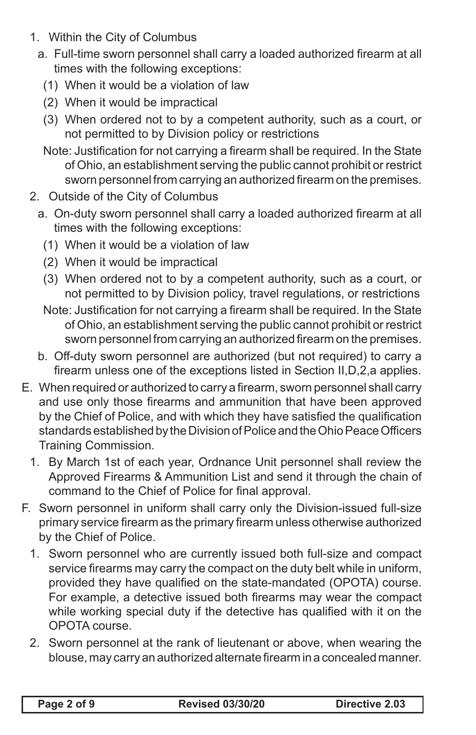1. Within the City of Columbus
    a. Full-time sworn personnel shall carry a loaded authorized firearm at all times with the following exceptions:
        (1) When it would be a violation of law
        (2) When it would be impractical
        (3) When ordered not to by a competent authority, such as a court, or not permitted to by Division policy or restrictions

       Note: Justification for not carrying a firearm shall be required. In the State of Ohio, an establishment serving the public cannot prohibit or restrict sworn personnel from carrying an authorized firearm on the premises.
2. Outside of the City of Columbus
    a. On-duty sworn personnel shall carry a loaded authorized firearm at all times with the following exceptions:
        (1) When it would be a violation of law
        (2) When it would be impractical
        (3) When ordered not to by a competent authority, such as a court, or not permitted to by Division policy, travel regulations, or restrictions

       Note: Justification for not carrying a firearm shall be required. In the State of Ohio, an establishment serving the public cannot prohibit or restrict sworn personnel from carrying an authorized firearm on the premises.
    b. Off-duty sworn personnel are authorized (but not required) to carry a firearm unless one of the exceptions listed in Section II,D,2,a applies.

E. When required or authorized to carry a firearm, sworn personnel shall carry and use only those firearms and ammunition that have been approved by the Chief of Police, and with which they have satisfied the qualification standards established by the Division of Police and the Ohio Peace Officers Training Commission.
    1. By March 1st of each year, Ordnance Unit personnel shall review the Approved Firearms & Ammunition List and send it through the chain of command to the Chief of Police for final approval.

F. Sworn personnel in uniform shall carry only the Division-issued full-size primary service firearm as the primary firearm unless otherwise authorized by the Chief of Police.
    1. Sworn personnel who are currently issued both full-size and compact service firearms may carry the compact on the duty belt while in uniform, provided they have qualified on the state-mandated (OPOTA) course. For example, a detective issued both firearms may wear the compact while working special duty if the detective has qualified with it on the OPOTA course.
    2. Sworn personnel at the rank of lieutenant or above, when wearing the blouse, may carry an authorized alternate firearm in a concealed manner.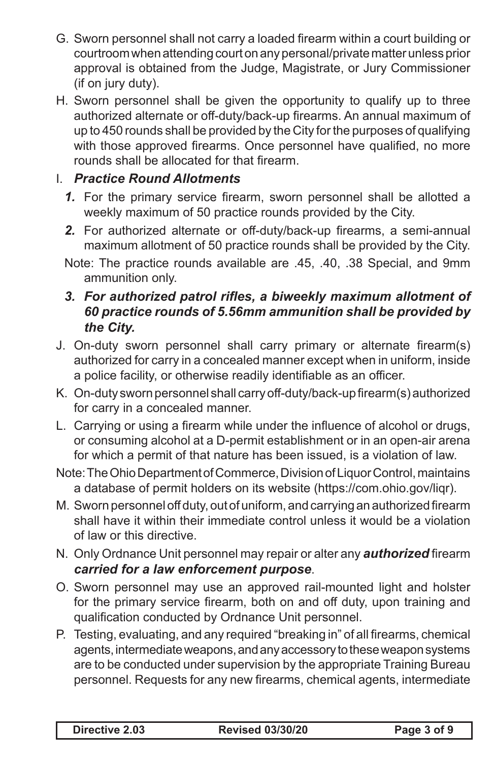G. Sworn personnel shall not carry a loaded firearm within a court building or courtroom when attending court on any personal/private matter unless prior approval is obtained from the Judge, Magistrate, or Jury Commissioner (if on jury duty).

H. Sworn personnel shall be given the opportunity to qualify up to three authorized alternate or off-duty/back-up firearms. An annual maximum of up to 450 rounds shall be provided by the City for the purposes of qualifying with those approved firearms. Once personnel have qualified, no more rounds shall be allocated for that firearm.

I. ***Practice Round Allotments***

   ***1.*** For the primary service firearm, sworn personnel shall be allotted a weekly maximum of 50 practice rounds provided by the City.

   ***2.*** For authorized alternate or off-duty/back-up firearms, a semi-annual maximum allotment of 50 practice rounds shall be provided by the City.

   Note: The practice rounds available are .45, .40, .38 Special, and 9mm ammunition only.

   ***3. For authorized patrol rifles, a biweekly maximum allotment of 60 practice rounds of 5.56mm ammunition shall be provided by the City.***

J. On-duty sworn personnel shall carry primary or alternate firearm(s) authorized for carry in a concealed manner except when in uniform, inside a police facility, or otherwise readily identifiable as an officer.

K. On-duty sworn personnel shall carry off-duty/back-up firearm(s) authorized for carry in a concealed manner.

L. Carrying or using a firearm while under the influence of alcohol or drugs, or consuming alcohol at a D-permit establishment or in an open-air arena for which a permit of that nature has been issued, is a violation of law.

Note: The Ohio Department of Commerce, Division of Liquor Control, maintains a database of permit holders on its website (https://com.ohio.gov/liqr).

M. Sworn personnel off duty, out of uniform, and carrying an authorized firearm shall have it within their immediate control unless it would be a violation of law or this directive.

N. Only Ordnance Unit personnel may repair or alter any ***authorized*** firearm ***carried for a law enforcement purpose***.

O. Sworn personnel may use an approved rail-mounted light and holster for the primary service firearm, both on and off duty, upon training and qualification conducted by Ordnance Unit personnel.

P. Testing, evaluating, and any required "breaking in" of all firearms, chemical agents, intermediate weapons, and any accessory to these weapon systems are to be conducted under supervision by the appropriate Training Bureau personnel. Requests for any new firearms, chemical agents, intermediate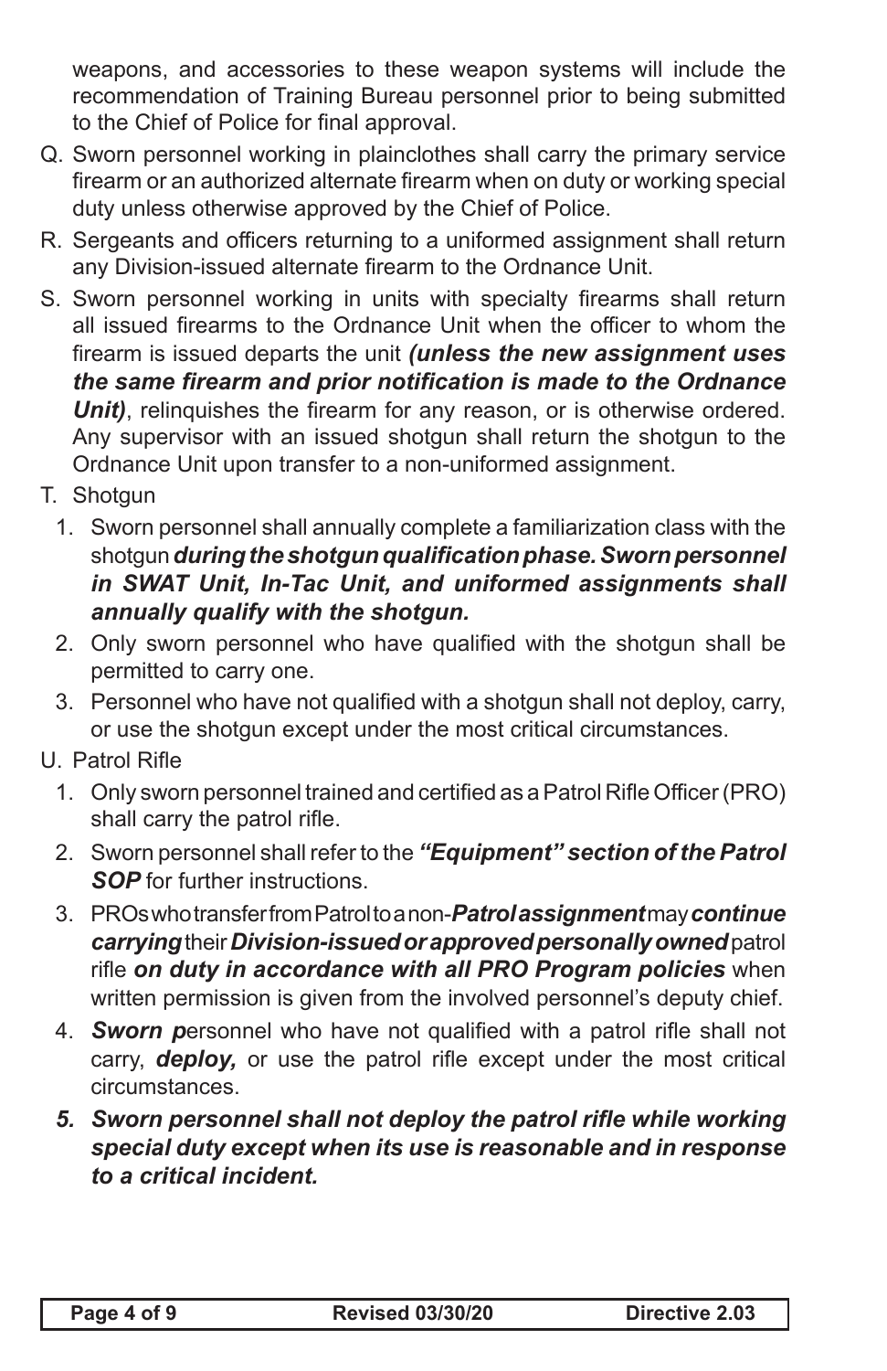weapons, and accessories to these weapon systems will include the recommendation of Training Bureau personnel prior to being submitted to the Chief of Police for final approval.

Q. Sworn personnel working in plainclothes shall carry the primary service firearm or an authorized alternate firearm when on duty or working special duty unless otherwise approved by the Chief of Police.

R. Sergeants and officers returning to a uniformed assignment shall return any Division-issued alternate firearm to the Ordnance Unit.

S. Sworn personnel working in units with specialty firearms shall return all issued firearms to the Ordnance Unit when the officer to whom the firearm is issued departs the unit ***(unless the new assignment uses the same firearm and prior notification is made to the Ordnance Unit)***, relinquishes the firearm for any reason, or is otherwise ordered. Any supervisor with an issued shotgun shall return the shotgun to the Ordnance Unit upon transfer to a non-uniformed assignment.

T. Shotgun

1. Sworn personnel shall annually complete a familiarization class with the shotgun ***during the shotgun qualification phase. Sworn personnel in SWAT Unit, In-Tac Unit, and uniformed assignments shall annually qualify with the shotgun.***
2. Only sworn personnel who have qualified with the shotgun shall be permitted to carry one.
3. Personnel who have not qualified with a shotgun shall not deploy, carry, or use the shotgun except under the most critical circumstances.

U. Patrol Rifle

1. Only sworn personnel trained and certified as a Patrol Rifle Officer (PRO) shall carry the patrol rifle.
2. Sworn personnel shall refer to the ***"Equipment" section of the Patrol SOP*** for further instructions.
3. PROs who transfer from Patrol to a non-***Patrol assignment*** may ***continue carrying*** their ***Division-issued or approved personally owned*** patrol rifle ***on duty in accordance with all PRO Program policies*** when written permission is given from the involved personnel's deputy chief.
4. ***Sworn p***ersonnel who have not qualified with a patrol rifle shall not carry, ***deploy,*** or use the patrol rifle except under the most critical circumstances.
5. ***Sworn personnel shall not deploy the patrol rifle while working special duty except when its use is reasonable and in response to a critical incident.***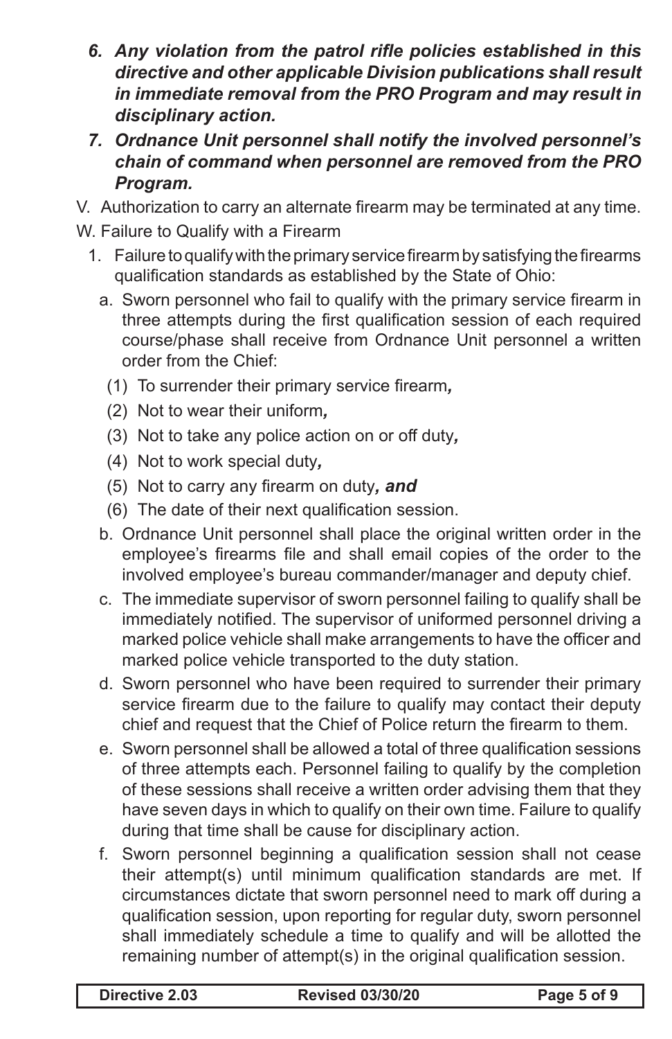6. ***Any violation from the patrol rifle policies established in this directive and other applicable Division publications shall result in immediate removal from the PRO Program and may result in disciplinary action.***
7. ***Ordnance Unit personnel shall notify the involved personnel's chain of command when personnel are removed from the PRO Program.***

V. Authorization to carry an alternate firearm may be terminated at any time.

W. Failure to Qualify with a Firearm

1. Failure to qualify with the primary service firearm by satisfying the firearms qualification standards as established by the State of Ohio:
   a. Sworn personnel who fail to qualify with the primary service firearm in three attempts during the first qualification session of each required course/phase shall receive from Ordnance Unit personnel a written order from the Chief:
      (1) To surrender their primary service firearm***,***
      (2) Not to wear their uniform***,***
      (3) Not to take any police action on or off duty***,***
      (4) Not to work special duty***,***
      (5) Not to carry any firearm on duty***, and***
      (6) The date of their next qualification session.
   b. Ordnance Unit personnel shall place the original written order in the employee's firearms file and shall email copies of the order to the involved employee's bureau commander/manager and deputy chief.
   c. The immediate supervisor of sworn personnel failing to qualify shall be immediately notified. The supervisor of uniformed personnel driving a marked police vehicle shall make arrangements to have the officer and marked police vehicle transported to the duty station.
   d. Sworn personnel who have been required to surrender their primary service firearm due to the failure to qualify may contact their deputy chief and request that the Chief of Police return the firearm to them.
   e. Sworn personnel shall be allowed a total of three qualification sessions of three attempts each. Personnel failing to qualify by the completion of these sessions shall receive a written order advising them that they have seven days in which to qualify on their own time. Failure to qualify during that time shall be cause for disciplinary action.
   f. Sworn personnel beginning a qualification session shall not cease their attempt(s) until minimum qualification standards are met. If circumstances dictate that sworn personnel need to mark off during a qualification session, upon reporting for regular duty, sworn personnel shall immediately schedule a time to qualify and will be allotted the remaining number of attempt(s) in the original qualification session.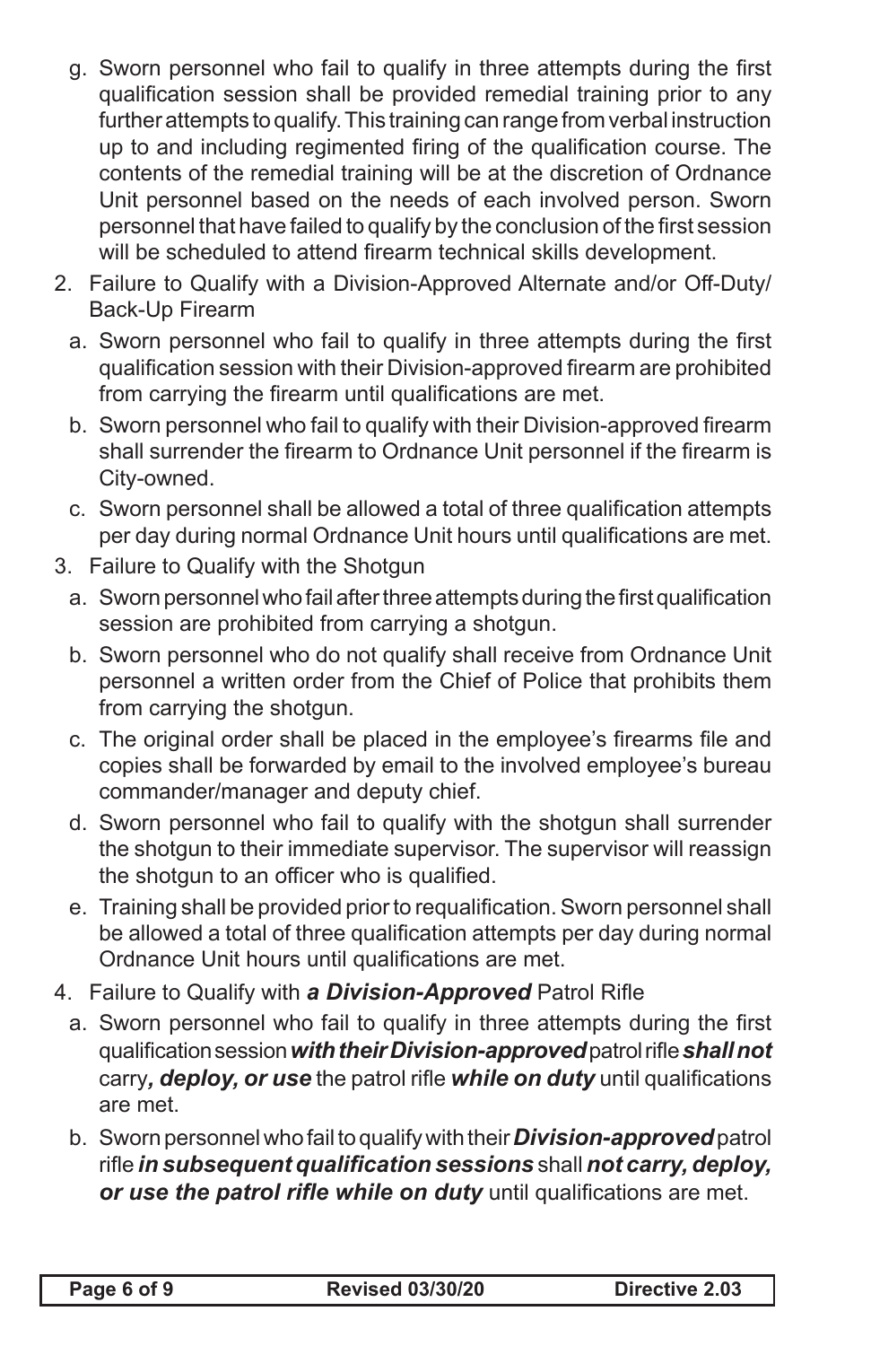g. Sworn personnel who fail to qualify in three attempts during the first qualification session shall be provided remedial training prior to any further attempts to qualify. This training can range from verbal instruction up to and including regimented firing of the qualification course. The contents of the remedial training will be at the discretion of Ordnance Unit personnel based on the needs of each involved person. Sworn personnel that have failed to qualify by the conclusion of the first session will be scheduled to attend firearm technical skills development.

2. Failure to Qualify with a Division-Approved Alternate and/or Off-Duty/ Back-Up Firearm

   a. Sworn personnel who fail to qualify in three attempts during the first qualification session with their Division-approved firearm are prohibited from carrying the firearm until qualifications are met.

   b. Sworn personnel who fail to qualify with their Division-approved firearm shall surrender the firearm to Ordnance Unit personnel if the firearm is City-owned.

   c. Sworn personnel shall be allowed a total of three qualification attempts per day during normal Ordnance Unit hours until qualifications are met.

3. Failure to Qualify with the Shotgun

   a. Sworn personnel who fail after three attempts during the first qualification session are prohibited from carrying a shotgun.

   b. Sworn personnel who do not qualify shall receive from Ordnance Unit personnel a written order from the Chief of Police that prohibits them from carrying the shotgun.

   c. The original order shall be placed in the employee's firearms file and copies shall be forwarded by email to the involved employee's bureau commander/manager and deputy chief.

   d. Sworn personnel who fail to qualify with the shotgun shall surrender the shotgun to their immediate supervisor. The supervisor will reassign the shotgun to an officer who is qualified.

   e. Training shall be provided prior to requalification. Sworn personnel shall be allowed a total of three qualification attempts per day during normal Ordnance Unit hours until qualifications are met.

4. Failure to Qualify with ***a Division-Approved*** Patrol Rifle

   a. Sworn personnel who fail to qualify in three attempts during the first qualification session ***with their Division-approved*** patrol rifle ***shall not*** carry***, deploy, or use*** the patrol rifle ***while on duty*** until qualifications are met.

   b. Sworn personnel who fail to qualify with their ***Division-approved*** patrol rifle ***in subsequent qualification sessions*** shall ***not carry, deploy, or use the patrol rifle while on duty*** until qualifications are met.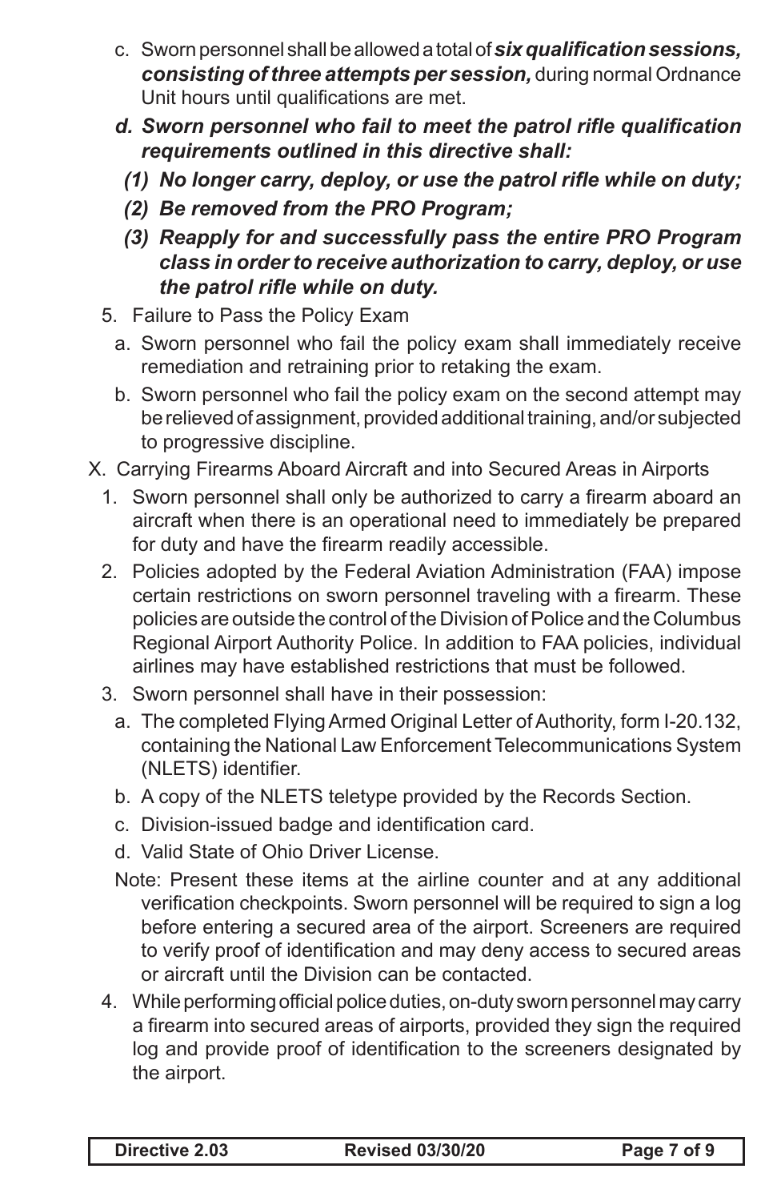c. Sworn personnel shall be allowed a total of ***six qualification sessions, consisting of three attempts per session,*** during normal Ordnance Unit hours until qualifications are met.

***d. Sworn personnel who fail to meet the patrol rifle qualification requirements outlined in this directive shall:***

***(1) No longer carry, deploy, or use the patrol rifle while on duty;***

***(2) Be removed from the PRO Program;***

***(3) Reapply for and successfully pass the entire PRO Program class in order to receive authorization to carry, deploy, or use the patrol rifle while on duty.***

5. Failure to Pass the Policy Exam

   a. Sworn personnel who fail the policy exam shall immediately receive remediation and retraining prior to retaking the exam.

   b. Sworn personnel who fail the policy exam on the second attempt may be relieved of assignment, provided additional training, and/or subjected to progressive discipline.

X. Carrying Firearms Aboard Aircraft and into Secured Areas in Airports

1. Sworn personnel shall only be authorized to carry a firearm aboard an aircraft when there is an operational need to immediately be prepared for duty and have the firearm readily accessible.

2. Policies adopted by the Federal Aviation Administration (FAA) impose certain restrictions on sworn personnel traveling with a firearm. These policies are outside the control of the Division of Police and the Columbus Regional Airport Authority Police. In addition to FAA policies, individual airlines may have established restrictions that must be followed.

3. Sworn personnel shall have in their possession:

   a. The completed Flying Armed Original Letter of Authority, form I-20.132, containing the National Law Enforcement Telecommunications System (NLETS) identifier.

   b. A copy of the NLETS teletype provided by the Records Section.

   c. Division-issued badge and identification card.

   d. Valid State of Ohio Driver License.

   Note: Present these items at the airline counter and at any additional verification checkpoints. Sworn personnel will be required to sign a log before entering a secured area of the airport. Screeners are required to verify proof of identification and may deny access to secured areas or aircraft until the Division can be contacted.

4. While performing official police duties, on-duty sworn personnel may carry a firearm into secured areas of airports, provided they sign the required log and provide proof of identification to the screeners designated by the airport.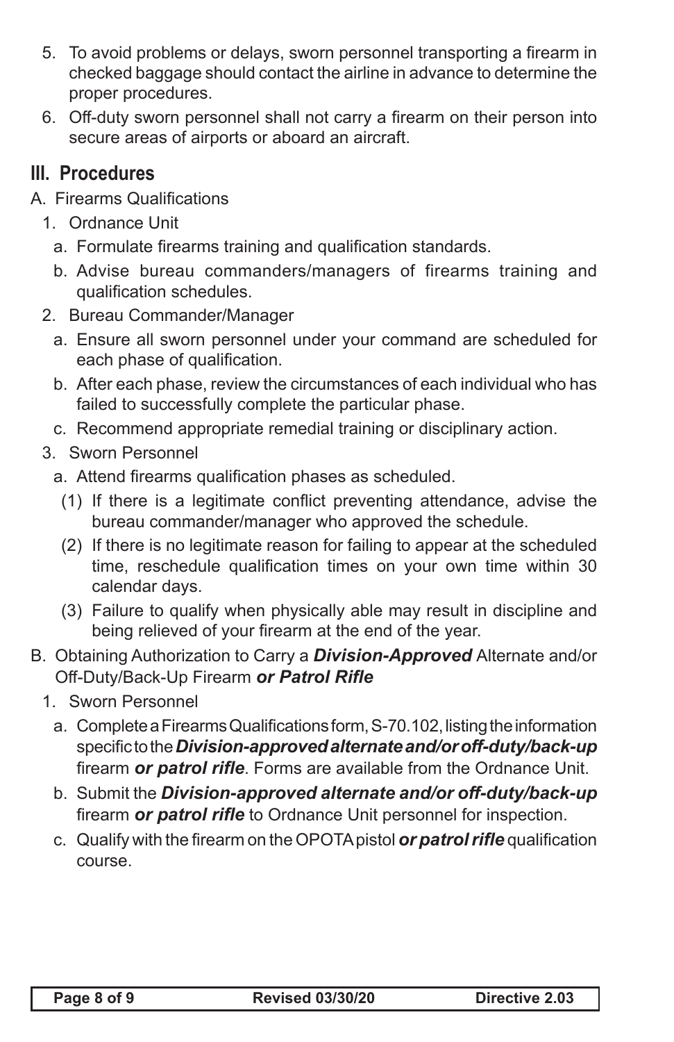5. To avoid problems or delays, sworn personnel transporting a firearm in checked baggage should contact the airline in advance to determine the proper procedures.
6. Off-duty sworn personnel shall not carry a firearm on their person into secure areas of airports or aboard an aircraft.

## III. Procedures

A. Firearms Qualifications

1. Ordnance Unit
   a. Formulate firearms training and qualification standards.
   b. Advise bureau commanders/managers of firearms training and qualification schedules.
2. Bureau Commander/Manager
   a. Ensure all sworn personnel under your command are scheduled for each phase of qualification.
   b. After each phase, review the circumstances of each individual who has failed to successfully complete the particular phase.
   c. Recommend appropriate remedial training or disciplinary action.
3. Sworn Personnel
   a. Attend firearms qualification phases as scheduled.
      (1) If there is a legitimate conflict preventing attendance, advise the bureau commander/manager who approved the schedule.
      (2) If there is no legitimate reason for failing to appear at the scheduled time, reschedule qualification times on your own time within 30 calendar days.
      (3) Failure to qualify when physically able may result in discipline and being relieved of your firearm at the end of the year.

B. Obtaining Authorization to Carry a ***Division-Approved*** Alternate and/or Off-Duty/Back-Up Firearm ***or Patrol Rifle***

1. Sworn Personnel
   a. Complete a Firearms Qualifications form, S-70.102, listing the information specific to the ***Division-approved alternate and/or off-duty/back-up*** firearm ***or patrol rifle***. Forms are available from the Ordnance Unit.
   b. Submit the ***Division-approved alternate and/or off-duty/back-up*** firearm ***or patrol rifle*** to Ordnance Unit personnel for inspection.
   c. Qualify with the firearm on the OPOTA pistol ***or patrol rifle*** qualification course.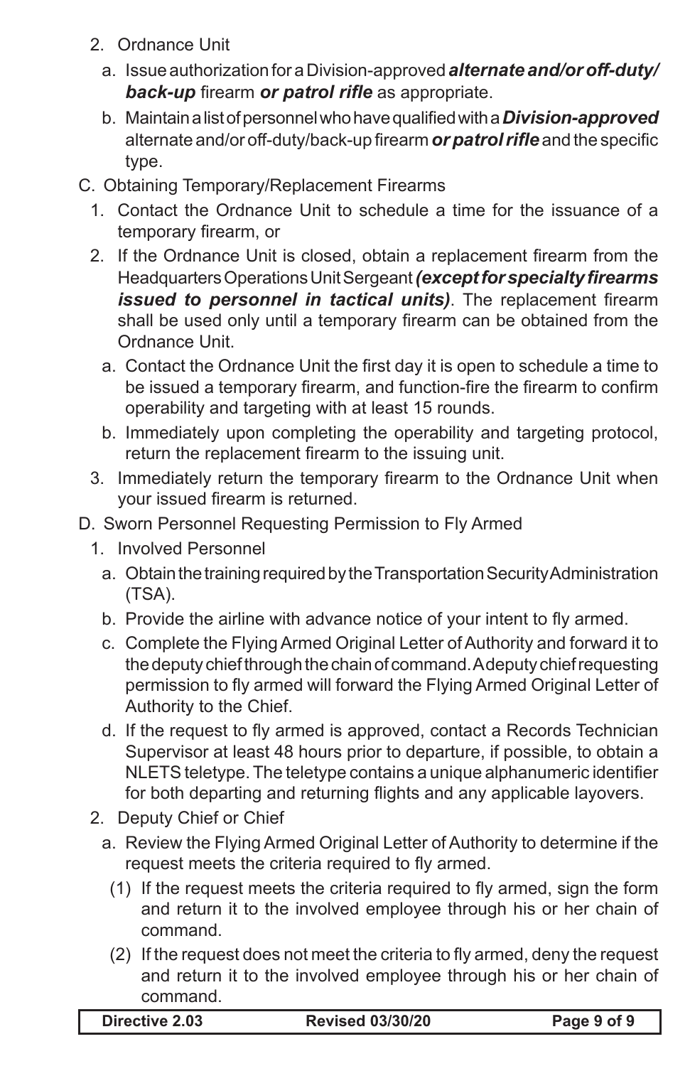2. Ordnance Unit

   a. Issue authorization for a Division-approved ***alternate and/or off-duty/ back-up*** firearm ***or patrol rifle*** as appropriate.

   b. Maintain a list of personnel who have qualified with a ***Division-approved*** alternate and/or off-duty/back-up firearm ***or patrol rifle*** and the specific type.

C. Obtaining Temporary/Replacement Firearms

1. Contact the Ordnance Unit to schedule a time for the issuance of a temporary firearm, or

2. If the Ordnance Unit is closed, obtain a replacement firearm from the Headquarters Operations Unit Sergeant ***(except for specialty firearms issued to personnel in tactical units)***. The replacement firearm shall be used only until a temporary firearm can be obtained from the Ordnance Unit.

   a. Contact the Ordnance Unit the first day it is open to schedule a time to be issued a temporary firearm, and function-fire the firearm to confirm operability and targeting with at least 15 rounds.

   b. Immediately upon completing the operability and targeting protocol, return the replacement firearm to the issuing unit.

3. Immediately return the temporary firearm to the Ordnance Unit when your issued firearm is returned.

D. Sworn Personnel Requesting Permission to Fly Armed

1. Involved Personnel

   a. Obtain the training required by the Transportation Security Administration (TSA).

   b. Provide the airline with advance notice of your intent to fly armed.

   c. Complete the Flying Armed Original Letter of Authority and forward it to the deputy chief through the chain of command. A deputy chief requesting permission to fly armed will forward the Flying Armed Original Letter of Authority to the Chief.

   d. If the request to fly armed is approved, contact a Records Technician Supervisor at least 48 hours prior to departure, if possible, to obtain a NLETS teletype. The teletype contains a unique alphanumeric identifier for both departing and returning flights and any applicable layovers.

2. Deputy Chief or Chief

   a. Review the Flying Armed Original Letter of Authority to determine if the request meets the criteria required to fly armed.

      (1) If the request meets the criteria required to fly armed, sign the form and return it to the involved employee through his or her chain of command.

      (2) If the request does not meet the criteria to fly armed, deny the request and return it to the involved employee through his or her chain of command.